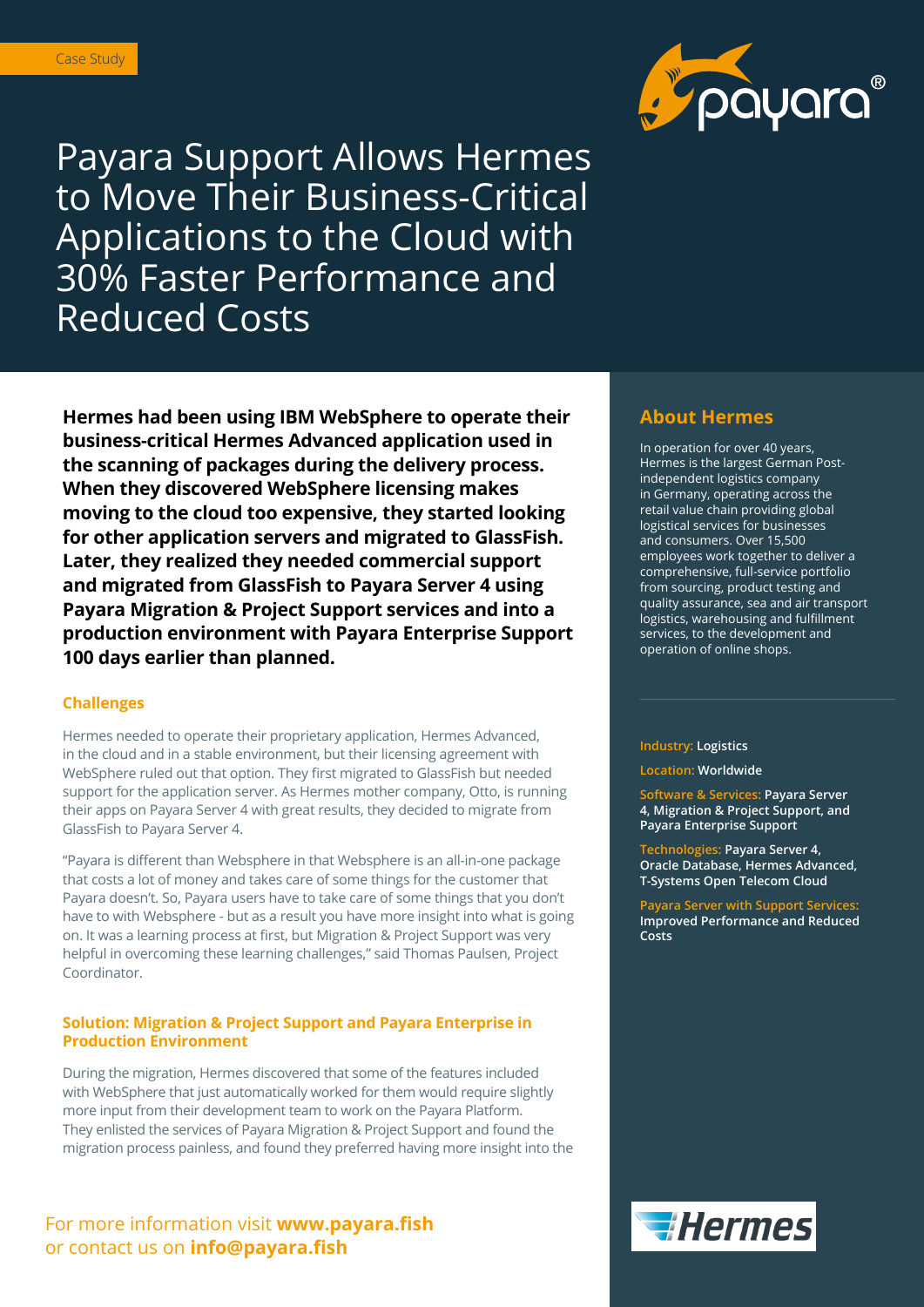Case Study

# Payara Support Allows Hermes to Move Their Business-Critical Applications to the Cloud with 30% Faster Performance and Reduced Costs

**Hermes had been using IBM WebSphere to operate their business-critical Hermes Advanced application used in the scanning of packages during the delivery process. When they discovered WebSphere licensing makes moving to the cloud too expensive, they started looking for other application servers and migrated to GlassFish. Later, they realized they needed commercial support and migrated from GlassFish to Payara Server 4 using Payara Migration & Project Support services and into a production environment with Payara Enterprise Support 100 days earlier than planned.**

### Challenges

Hermes needed to operate their proprietary application, Hermes Advanced, in the cloud and in a stable environment, but their licensing agreement with WebSphere ruled out that option. They first migrated to GlassFish but needed support for the application server. As Hermes mother company, Otto, is running their apps on Payara Server 4 with great results, they decided to migrate from GlassFish to Payara Server 4.

"Payara is different than Websphere in that Websphere is an all-in-one package that costs a lot of money and takes care of some things for the customer that Payara doesn't. So, Payara users have to take care of some things that you don't have to with Websphere - but as a result you have more insight into what is going on. It was a learning process at first, but Migration & Project Support was very helpful in overcoming these learning challenges," said Thomas Paulsen, Project Coordinator.

### Solution: Migration & Project Support and Payara Enterprise in Production Environment

During the migration, Hermes discovered that some of the features included with WebSphere that just automatically worked for them would require slightly more input from their development team to work on the Payara Platform. They enlisted the services of Payara Migration & Project Support and found the migration process painless, and found they preferred having more insight into the

## About Hermes

In operation for over 40 years, Hermes is the largest German Post-independent logistics company in Germany, operating across the retail value chain providing global logistical services for businesses and consumers. Over 15,500 employees work together to deliver a comprehensive, full-service portfolio from sourcing, product testing and quality assurance, sea and air transport logistics, warehousing and fulfillment services, to the development and operation of online shops.

**Industry:** Logistics

**Location:** Worldwide

**Software & Services:** Payara Server 4, Migration & Project Support, and Payara Enterprise Support

**Technologies:** Payara Server 4, Oracle Database, Hermes Advanced, T-Systems Open Telecom Cloud

**Payara Server with Support Services:** Improved Performance and Reduced Costs

For more information visit **www.payara.fish** or contact us on **info@payara.fish**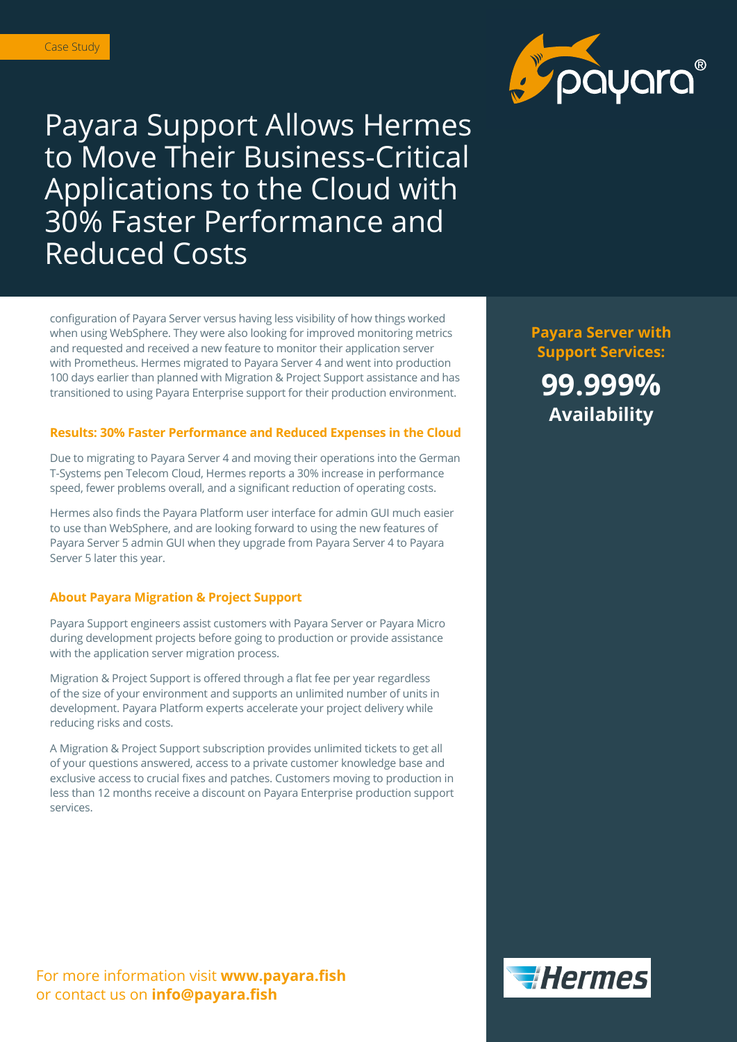Case Study

# Payara Support Allows Hermes to Move Their Business-Critical Applications to the Cloud with 30% Faster Performance and Reduced Costs

configuration of Payara Server versus having less visibility of how things worked when using WebSphere. They were also looking for improved monitoring metrics and requested and received a new feature to monitor their application server with Prometheus. Hermes migrated to Payara Server 4 and went into production 100 days earlier than planned with Migration & Project Support assistance and has transitioned to using Payara Enterprise support for their production environment.

### Results: 30% Faster Performance and Reduced Expenses in the Cloud

Due to migrating to Payara Server 4 and moving their operations into the German T-Systems pen Telecom Cloud, Hermes reports a 30% increase in performance speed, fewer problems overall, and a significant reduction of operating costs.

Hermes also finds the Payara Platform user interface for admin GUI much easier to use than WebSphere, and are looking forward to using the new features of Payara Server 5 admin GUI when they upgrade from Payara Server 4 to Payara Server 5 later this year.

### About Payara Migration & Project Support

Payara Support engineers assist customers with Payara Server or Payara Micro during development projects before going to production or provide assistance with the application server migration process.

Migration & Project Support is offered through a flat fee per year regardless of the size of your environment and supports an unlimited number of units in development. Payara Platform experts accelerate your project delivery while reducing risks and costs.

A Migration & Project Support subscription provides unlimited tickets to get all of your questions answered, access to a private customer knowledge base and exclusive access to crucial fixes and patches. Customers moving to production in less than 12 months receive a discount on Payara Enterprise production support services.

**Payara Server with Support Services:**

**99.999%**
**Availability**

For more information visit **www.payara.fish**
or contact us on **info@payara.fish**